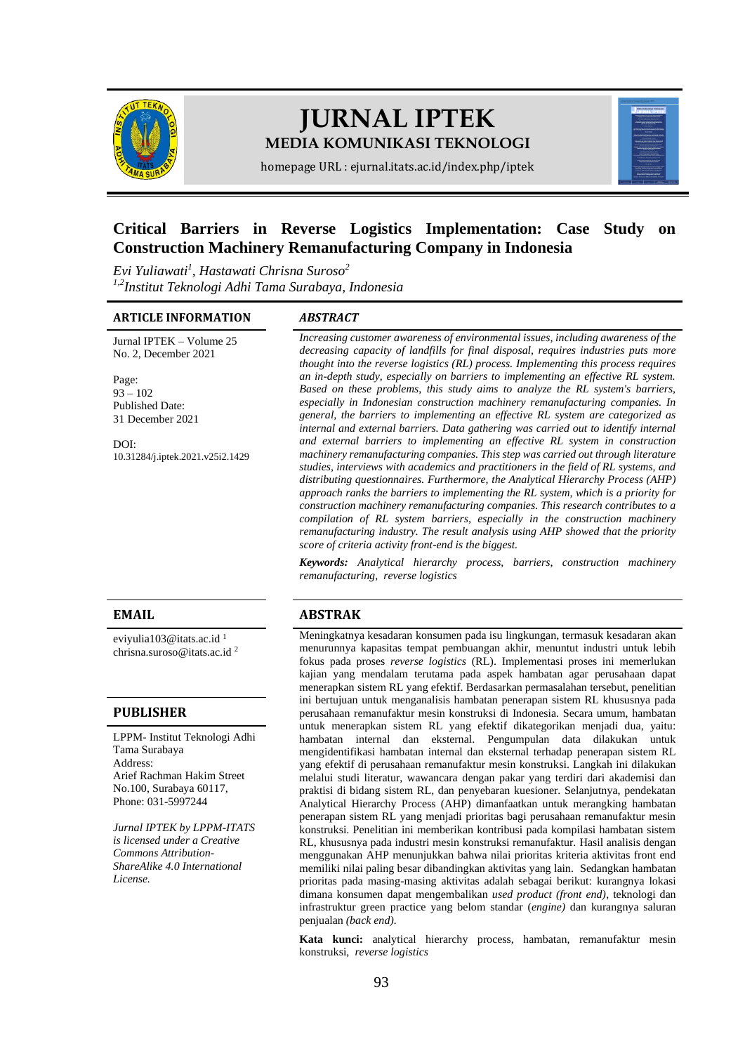# JURNAL IPTEK

**MEDIA KOMUNIKASI TEKNOLOGI**

homepage URL : ejurnal.itats.ac.id/index.php/iptek

## Critical Barriers in Reverse Logistics Implementation: Case Study on Construction Machinery Remanufacturing Company in Indonesia

*Evi Yuliawati[1], Hastawati Chrisna Suroso[2]*

*[1,2]Institut Teknologi Adhi Tama Surabaya, Indonesia*

### ARTICLE INFORMATION

Jurnal IPTEK – Volume 25 No. 2, December 2021

Page:
93 – 102

Published Date:
31 December 2021

DOI:
10.31284/j.iptek.2021.v25i2.1429

### EMAIL

eviyulia103@itats.ac.id [1]
chrisna.suroso@itats.ac.id [2]

### PUBLISHER

LPPM- Institut Teknologi Adhi Tama Surabaya
Address:
Arief Rachman Hakim Street No.100, Surabaya 60117,
Phone: 031-5997244

*Jurnal IPTEK by LPPM-ITATS is licensed under a Creative Commons Attribution-ShareAlike 4.0 International License.*

### *ABSTRACT*

*Increasing customer awareness of environmental issues, including awareness of the decreasing capacity of landfills for final disposal, requires industries puts more thought into the reverse logistics (RL) process. Implementing this process requires an in-depth study, especially on barriers to implementing an effective RL system. Based on these problems, this study aims to analyze the RL system's barriers, especially in Indonesian construction machinery remanufacturing companies. In general, the barriers to implementing an effective RL system are categorized as internal and external barriers. Data gathering was carried out to identify internal and external barriers to implementing an effective RL system in construction machinery remanufacturing companies. This step was carried out through literature studies, interviews with academics and practitioners in the field of RL systems, and distributing questionnaires. Furthermore, the Analytical Hierarchy Process (AHP) approach ranks the barriers to implementing the RL system, which is a priority for construction machinery remanufacturing companies. This research contributes to a compilation of RL system barriers, especially in the construction machinery remanufacturing industry. The result analysis using AHP showed that the priority score of criteria activity front-end is the biggest.*

***Keywords:*** *Analytical hierarchy process, barriers, construction machinery remanufacturing, reverse logistics*

### ABSTRAK

Meningkatnya kesadaran konsumen pada isu lingkungan, termasuk kesadaran akan menurunnya kapasitas tempat pembuangan akhir, menuntut industri untuk lebih fokus pada proses *reverse logistics* (RL). Implementasi proses ini memerlukan kajian yang mendalam terutama pada aspek hambatan agar perusahaan dapat menerapkan sistem RL yang efektif. Berdasarkan permasalahan tersebut, penelitian ini bertujuan untuk menganalisis hambatan penerapan sistem RL khususnya pada perusahaan remanufaktur mesin konstruksi di Indonesia. Secara umum, hambatan untuk menerapkan sistem RL yang efektif dikategorikan menjadi dua, yaitu: hambatan internal dan eksternal. Pengumpulan data dilakukan untuk mengidentifikasi hambatan internal dan eksternal terhadap penerapan sistem RL yang efektif di perusahaan remanufaktur mesin konstruksi. Langkah ini dilakukan melalui studi literatur, wawancara dengan pakar yang terdiri dari akademisi dan praktisi di bidang sistem RL, dan penyebaran kuesioner. Selanjutnya, pendekatan Analytical Hierarchy Process (AHP) dimanfaatkan untuk merangking hambatan penerapan sistem RL yang menjadi prioritas bagi perusahaan remanufaktur mesin konstruksi. Penelitian ini memberikan kontribusi pada kompilasi hambatan sistem RL, khususnya pada industri mesin konstruksi remanufaktur. Hasil analisis dengan menggunakan AHP menunjukkan bahwa nilai prioritas kriteria aktivitas front end memiliki nilai paling besar dibandingkan aktivitas yang lain. Sedangkan hambatan prioritas pada masing-masing aktivitas adalah sebagai berikut: kurangnya lokasi dimana konsumen dapat mengembalikan *used product (front end)*, teknologi dan infrastruktur green practice yang belom standar (*engine)* dan kurangnya saluran penjualan *(back end).*

**Kata kunci:** analytical hierarchy process, hambatan, remanufaktur mesin konstruksi, *reverse logistics*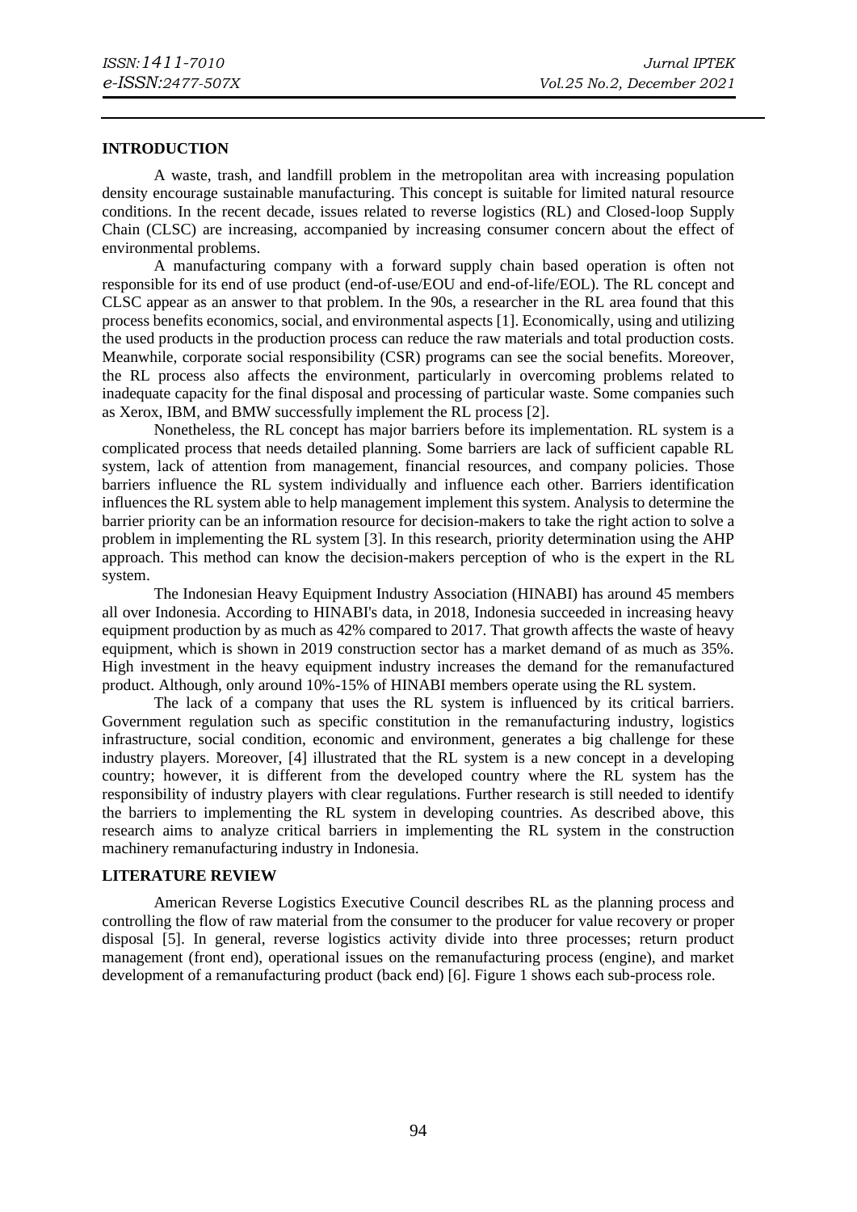## INTRODUCTION

A waste, trash, and landfill problem in the metropolitan area with increasing population density encourage sustainable manufacturing. This concept is suitable for limited natural resource conditions. In the recent decade, issues related to reverse logistics (RL) and Closed-loop Supply Chain (CLSC) are increasing, accompanied by increasing consumer concern about the effect of environmental problems.

A manufacturing company with a forward supply chain based operation is often not responsible for its end of use product (end-of-use/EOU and end-of-life/EOL). The RL concept and CLSC appear as an answer to that problem. In the 90s, a researcher in the RL area found that this process benefits economics, social, and environmental aspects [1]. Economically, using and utilizing the used products in the production process can reduce the raw materials and total production costs. Meanwhile, corporate social responsibility (CSR) programs can see the social benefits. Moreover, the RL process also affects the environment, particularly in overcoming problems related to inadequate capacity for the final disposal and processing of particular waste. Some companies such as Xerox, IBM, and BMW successfully implement the RL process [2].

Nonetheless, the RL concept has major barriers before its implementation. RL system is a complicated process that needs detailed planning. Some barriers are lack of sufficient capable RL system, lack of attention from management, financial resources, and company policies. Those barriers influence the RL system individually and influence each other. Barriers identification influences the RL system able to help management implement this system. Analysis to determine the barrier priority can be an information resource for decision-makers to take the right action to solve a problem in implementing the RL system [3]. In this research, priority determination using the AHP approach. This method can know the decision-makers perception of who is the expert in the RL system.

The Indonesian Heavy Equipment Industry Association (HINABI) has around 45 members all over Indonesia. According to HINABI's data, in 2018, Indonesia succeeded in increasing heavy equipment production by as much as 42% compared to 2017. That growth affects the waste of heavy equipment, which is shown in 2019 construction sector has a market demand of as much as 35%. High investment in the heavy equipment industry increases the demand for the remanufactured product. Although, only around 10%-15% of HINABI members operate using the RL system.

The lack of a company that uses the RL system is influenced by its critical barriers. Government regulation such as specific constitution in the remanufacturing industry, logistics infrastructure, social condition, economic and environment, generates a big challenge for these industry players. Moreover, [4] illustrated that the RL system is a new concept in a developing country; however, it is different from the developed country where the RL system has the responsibility of industry players with clear regulations. Further research is still needed to identify the barriers to implementing the RL system in developing countries. As described above, this research aims to analyze critical barriers in implementing the RL system in the construction machinery remanufacturing industry in Indonesia.

## LITERATURE REVIEW

American Reverse Logistics Executive Council describes RL as the planning process and controlling the flow of raw material from the consumer to the producer for value recovery or proper disposal [5]. In general, reverse logistics activity divide into three processes; return product management (front end), operational issues on the remanufacturing process (engine), and market development of a remanufacturing product (back end) [6]. Figure 1 shows each sub-process role.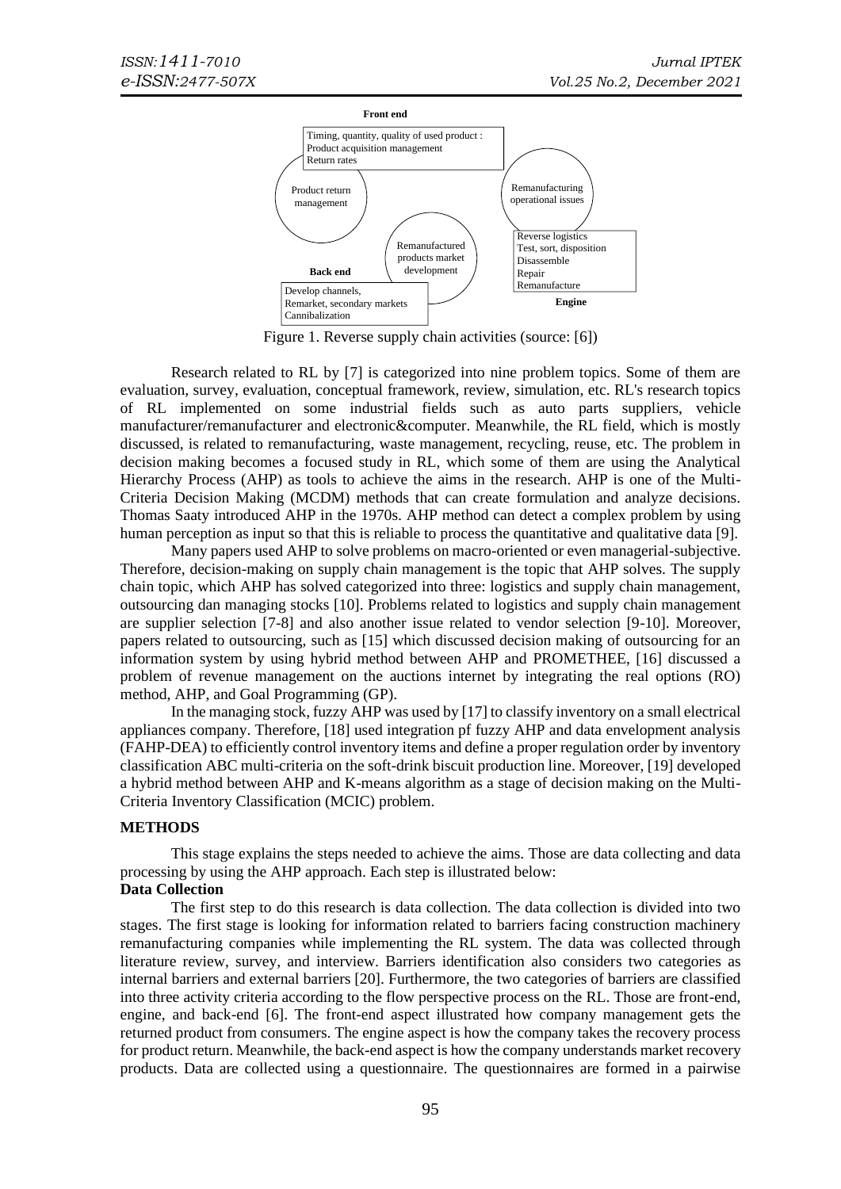Front end

Timing, quantity, quality of used product :
Product acquisition management
Return rates

Product return management

Remanufacturing operational issues

Remanufactured products market development

Reverse logistics
Test, sort, disposition
Disassemble
Repair
Remanufacture

Back end

Develop channels,
Remarket, secondary markets
Cannibalization

Engine

Figure 1. Reverse supply chain activities (source: [6])

Research related to RL by [7] is categorized into nine problem topics. Some of them are evaluation, survey, evaluation, conceptual framework, review, simulation, etc. RL's research topics of RL implemented on some industrial fields such as auto parts suppliers, vehicle manufacturer/remanufacturer and electronic&computer. Meanwhile, the RL field, which is mostly discussed, is related to remanufacturing, waste management, recycling, reuse, etc. The problem in decision making becomes a focused study in RL, which some of them are using the Analytical Hierarchy Process (AHP) as tools to achieve the aims in the research. AHP is one of the Multi-Criteria Decision Making (MCDM) methods that can create formulation and analyze decisions. Thomas Saaty introduced AHP in the 1970s. AHP method can detect a complex problem by using human perception as input so that this is reliable to process the quantitative and qualitative data [9].

Many papers used AHP to solve problems on macro-oriented or even managerial-subjective. Therefore, decision-making on supply chain management is the topic that AHP solves. The supply chain topic, which AHP has solved categorized into three: logistics and supply chain management, outsourcing dan managing stocks [10]. Problems related to logistics and supply chain management are supplier selection [7-8] and also another issue related to vendor selection [9-10]. Moreover, papers related to outsourcing, such as [15] which discussed decision making of outsourcing for an information system by using hybrid method between AHP and PROMETHEE, [16] discussed a problem of revenue management on the auctions internet by integrating the real options (RO) method, AHP, and Goal Programming (GP).

In the managing stock, fuzzy AHP was used by [17] to classify inventory on a small electrical appliances company. Therefore, [18] used integration pf fuzzy AHP and data envelopment analysis (FAHP-DEA) to efficiently control inventory items and define a proper regulation order by inventory classification ABC multi-criteria on the soft-drink biscuit production line. Moreover, [19] developed a hybrid method between AHP and K-means algorithm as a stage of decision making on the Multi-Criteria Inventory Classification (MCIC) problem.

## METHODS

This stage explains the steps needed to achieve the aims. Those are data collecting and data processing by using the AHP approach. Each step is illustrated below:

### Data Collection

The first step to do this research is data collection. The data collection is divided into two stages. The first stage is looking for information related to barriers facing construction machinery remanufacturing companies while implementing the RL system. The data was collected through literature review, survey, and interview. Barriers identification also considers two categories as internal barriers and external barriers [20]. Furthermore, the two categories of barriers are classified into three activity criteria according to the flow perspective process on the RL. Those are front-end, engine, and back-end [6]. The front-end aspect illustrated how company management gets the returned product from consumers. The engine aspect is how the company takes the recovery process for product return. Meanwhile, the back-end aspect is how the company understands market recovery products. Data are collected using a questionnaire. The questionnaires are formed in a pairwise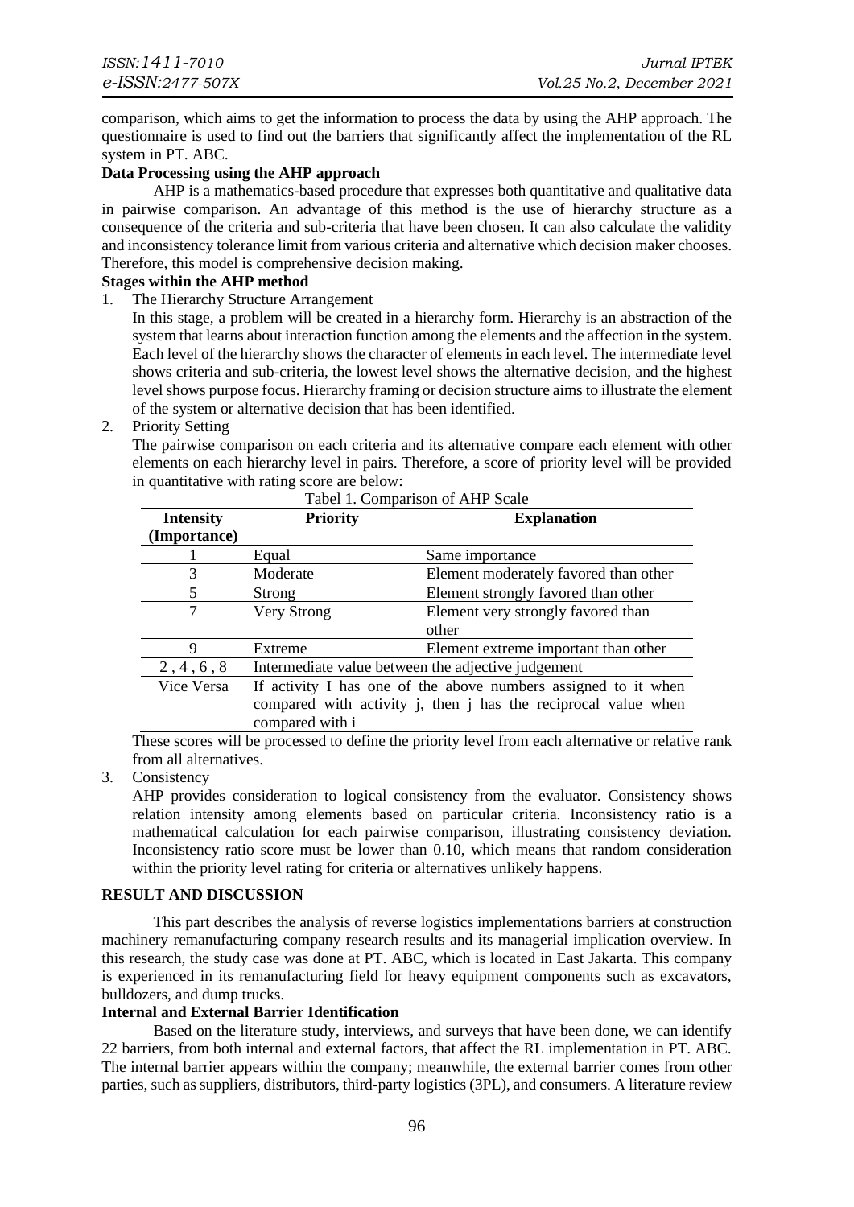comparison, which aims to get the information to process the data by using the AHP approach. The questionnaire is used to find out the barriers that significantly affect the implementation of the RL system in PT. ABC.

**Data Processing using the AHP approach**

AHP is a mathematics-based procedure that expresses both quantitative and qualitative data in pairwise comparison. An advantage of this method is the use of hierarchy structure as a consequence of the criteria and sub-criteria that have been chosen. It can also calculate the validity and inconsistency tolerance limit from various criteria and alternative which decision maker chooses. Therefore, this model is comprehensive decision making.

**Stages within the AHP method**

1. The Hierarchy Structure Arrangement

   In this stage, a problem will be created in a hierarchy form. Hierarchy is an abstraction of the system that learns about interaction function among the elements and the affection in the system. Each level of the hierarchy shows the character of elements in each level. The intermediate level shows criteria and sub-criteria, the lowest level shows the alternative decision, and the highest level shows purpose focus. Hierarchy framing or decision structure aims to illustrate the element of the system or alternative decision that has been identified.

2. Priority Setting

   The pairwise comparison on each criteria and its alternative compare each element with other elements on each hierarchy level in pairs. Therefore, a score of priority level will be provided in quantitative with rating score are below:

   Tabel 1. Comparison of AHP Scale

   | Intensity (Importance) | Priority | Explanation |
   |---|---|---|
   | 1 | Equal | Same importance |
   | 3 | Moderate | Element moderately favored than other |
   | 5 | Strong | Element strongly favored than other |
   | 7 | Very Strong | Element very strongly favored than other |
   | 9 | Extreme | Element extreme important than other |
   | 2 , 4 , 6 , 8 | Intermediate value between the adjective judgement | |
   | Vice Versa | If activity I has one of the above numbers assigned to it when compared with activity j, then j has the reciprocal value when compared with i | |

   These scores will be processed to define the priority level from each alternative or relative rank from all alternatives.

3. Consistency

   AHP provides consideration to logical consistency from the evaluator. Consistency shows relation intensity among elements based on particular criteria. Inconsistency ratio is a mathematical calculation for each pairwise comparison, illustrating consistency deviation. Inconsistency ratio score must be lower than 0.10, which means that random consideration within the priority level rating for criteria or alternatives unlikely happens.

## RESULT AND DISCUSSION

This part describes the analysis of reverse logistics implementations barriers at construction machinery remanufacturing company research results and its managerial implication overview. In this research, the study case was done at PT. ABC, which is located in East Jakarta. This company is experienced in its remanufacturing field for heavy equipment components such as excavators, bulldozers, and dump trucks.

**Internal and External Barrier Identification**

Based on the literature study, interviews, and surveys that have been done, we can identify 22 barriers, from both internal and external factors, that affect the RL implementation in PT. ABC. The internal barrier appears within the company; meanwhile, the external barrier comes from other parties, such as suppliers, distributors, third-party logistics (3PL), and consumers. A literature review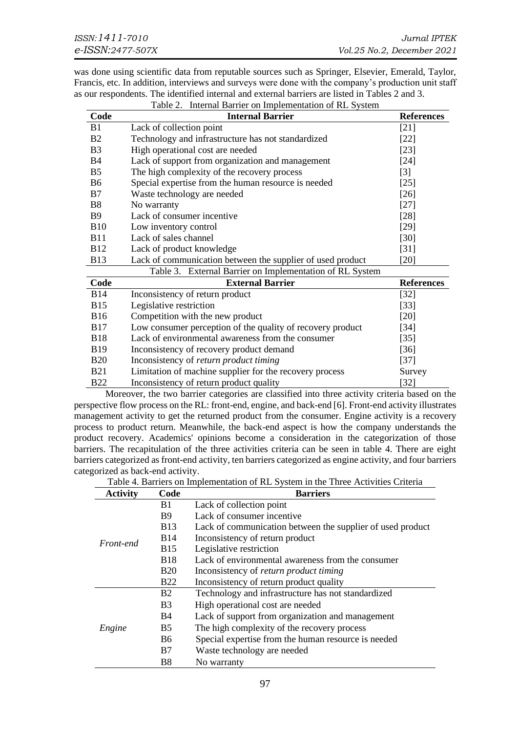was done using scientific data from reputable sources such as Springer, Elsevier, Emerald, Taylor, Francis, etc. In addition, interviews and surveys were done with the company's production unit staff as our respondents. The identified internal and external barriers are listed in Tables 2 and 3.

Table 2. Internal Barrier on Implementation of RL System

| Code | Internal Barrier | References |
|---|---|---|
| B1 | Lack of collection point | [21] |
| B2 | Technology and infrastructure has not standardized | [22] |
| B3 | High operational cost are needed | [23] |
| B4 | Lack of support from organization and management | [24] |
| B5 | The high complexity of the recovery process | [3] |
| B6 | Special expertise from the human resource is needed | [25] |
| B7 | Waste technology are needed | [26] |
| B8 | No warranty | [27] |
| B9 | Lack of consumer incentive | [28] |
| B10 | Low inventory control | [29] |
| B11 | Lack of sales channel | [30] |
| B12 | Lack of product knowledge | [31] |
| B13 | Lack of communication between the supplier of used product | [20] |

Table 3. External Barrier on Implementation of RL System

| Code | External Barrier | References |
|---|---|---|
| B14 | Inconsistency of return product | [32] |
| B15 | Legislative restriction | [33] |
| B16 | Competition with the new product | [20] |
| B17 | Low consumer perception of the quality of recovery product | [34] |
| B18 | Lack of environmental awareness from the consumer | [35] |
| B19 | Inconsistency of recovery product demand | [36] |
| B20 | Inconsistency of *return product timing* | [37] |
| B21 | Limitation of machine supplier for the recovery process | Survey |
| B22 | Inconsistency of return product quality | [32] |

Moreover, the two barrier categories are classified into three activity criteria based on the perspective flow process on the RL: front-end, engine, and back-end [6]. Front-end activity illustrates management activity to get the returned product from the consumer. Engine activity is a recovery process to product return. Meanwhile, the back-end aspect is how the company understands the product recovery. Academics' opinions become a consideration in the categorization of those barriers. The recapitulation of the three activities criteria can be seen in table 4. There are eight barriers categorized as front-end activity, ten barriers categorized as engine activity, and four barriers categorized as back-end activity.

Table 4. Barriers on Implementation of RL System in the Three Activities Criteria

| Activity | Code | Barriers |
|---|---|---|
| *Front-end* | B1 | Lack of collection point |
| | B9 | Lack of consumer incentive |
| | B13 | Lack of communication between the supplier of used product |
| | B14 | Inconsistency of return product |
| | B15 | Legislative restriction |
| | B18 | Lack of environmental awareness from the consumer |
| | B20 | Inconsistency of *return product timing* |
| | B22 | Inconsistency of return product quality |
| *Engine* | B2 | Technology and infrastructure has not standardized |
| | B3 | High operational cost are needed |
| | B4 | Lack of support from organization and management |
| | B5 | The high complexity of the recovery process |
| | B6 | Special expertise from the human resource is needed |
| | B7 | Waste technology are needed |
| | B8 | No warranty |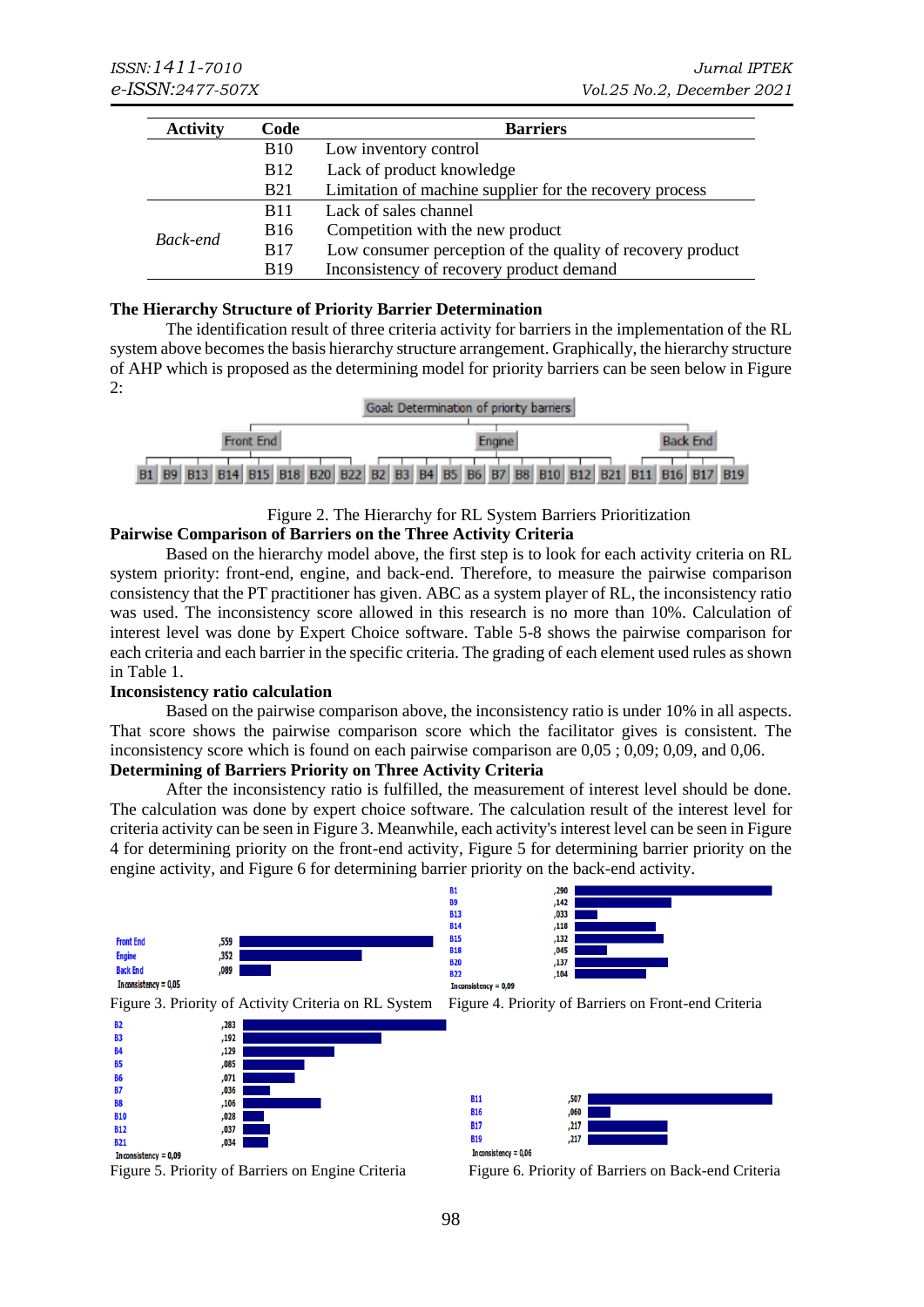| Activity | Code | Barriers |
|---|---|---|
| | B10 | Low inventory control |
| | B12 | Lack of product knowledge |
| | B21 | Limitation of machine supplier for the recovery process |
| *Back-end* | B11 | Lack of sales channel |
| | B16 | Competition with the new product |
| | B17 | Low consumer perception of the quality of recovery product |
| | B19 | Inconsistency of recovery product demand |

**The Hierarchy Structure of Priority Barrier Determination**

The identification result of three criteria activity for barriers in the implementation of the RL system above becomes the basis hierarchy structure arrangement. Graphically, the hierarchy structure of AHP which is proposed as the determining model for priority barriers can be seen below in Figure 2:

Goal: Determination of priority barriers

Front End: B1, B9, B13, B14, B15, B18, B20, B22

Engine: B2, B3, B4, B5, B6, B7, B8, B10, B12, B21

Back End: B11, B16, B17, B19

Figure 2. The Hierarchy for RL System Barriers Prioritization

**Pairwise Comparison of Barriers on the Three Activity Criteria**

Based on the hierarchy model above, the first step is to look for each activity criteria on RL system priority: front-end, engine, and back-end. Therefore, to measure the pairwise comparison consistency that the PT practitioner has given. ABC as a system player of RL, the inconsistency ratio was used. The inconsistency score allowed in this research is no more than 10%. Calculation of interest level was done by Expert Choice software. Table 5-8 shows the pairwise comparison for each criteria and each barrier in the specific criteria. The grading of each element used rules as shown in Table 1.

**Inconsistency ratio calculation**

Based on the pairwise comparison above, the inconsistency ratio is under 10% in all aspects. That score shows the pairwise comparison score which the facilitator gives is consistent. The inconsistency score which is found on each pairwise comparison are 0,05 ; 0,09; 0,09, and 0,06.

**Determining of Barriers Priority on Three Activity Criteria**

After the inconsistency ratio is fulfilled, the measurement of interest level should be done. The calculation was done by expert choice software. The calculation result of the interest level for criteria activity can be seen in Figure 3. Meanwhile, each activity's interest level can be seen in Figure 4 for determining priority on the front-end activity, Figure 5 for determining barrier priority on the engine activity, and Figure 6 for determining barrier priority on the back-end activity.

| Criteria | Priority |
|---|---|
| Front End | ,559 |
| Engine | ,352 |
| Back End | ,089 |

Inconsistency = 0,05

Figure 3. Priority of Activity Criteria on RL System

| Barrier | Priority |
|---|---|
| B1 | ,290 |
| B9 | ,142 |
| B13 | ,033 |
| B14 | ,118 |
| B15 | ,132 |
| B18 | ,045 |
| B20 | ,137 |
| B22 | ,104 |

Inconsistency = 0,09

Figure 4. Priority of Barriers on Front-end Criteria

| Barrier | Priority |
|---|---|
| B2 | ,283 |
| B3 | ,192 |
| B4 | ,129 |
| B5 | ,085 |
| B6 | ,071 |
| B7 | ,036 |
| B8 | ,106 |
| B10 | ,028 |
| B12 | ,037 |
| B21 | ,034 |

Inconsistency = 0,09

Figure 5. Priority of Barriers on Engine Criteria

| Barrier | Priority |
|---|---|
| B11 | ,507 |
| B16 | ,060 |
| B17 | ,217 |
| B19 | ,217 |

Inconsistency = 0,06

Figure 6. Priority of Barriers on Back-end Criteria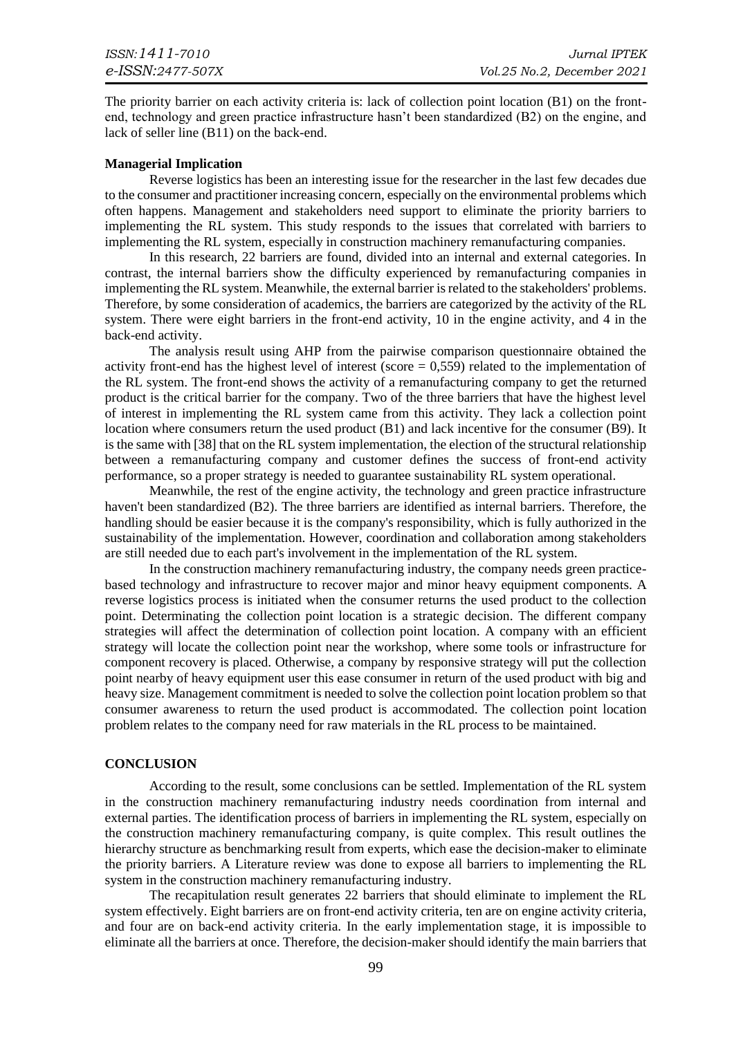The priority barrier on each activity criteria is: lack of collection point location (B1) on the front-end, technology and green practice infrastructure hasn't been standardized (B2) on the engine, and lack of seller line (B11) on the back-end.

**Managerial Implication**

Reverse logistics has been an interesting issue for the researcher in the last few decades due to the consumer and practitioner increasing concern, especially on the environmental problems which often happens. Management and stakeholders need support to eliminate the priority barriers to implementing the RL system. This study responds to the issues that correlated with barriers to implementing the RL system, especially in construction machinery remanufacturing companies.

In this research, 22 barriers are found, divided into an internal and external categories. In contrast, the internal barriers show the difficulty experienced by remanufacturing companies in implementing the RL system. Meanwhile, the external barrier is related to the stakeholders' problems. Therefore, by some consideration of academics, the barriers are categorized by the activity of the RL system. There were eight barriers in the front-end activity, 10 in the engine activity, and 4 in the back-end activity.

The analysis result using AHP from the pairwise comparison questionnaire obtained the activity front-end has the highest level of interest (score = 0,559) related to the implementation of the RL system. The front-end shows the activity of a remanufacturing company to get the returned product is the critical barrier for the company. Two of the three barriers that have the highest level of interest in implementing the RL system came from this activity. They lack a collection point location where consumers return the used product (B1) and lack incentive for the consumer (B9). It is the same with [38] that on the RL system implementation, the election of the structural relationship between a remanufacturing company and customer defines the success of front-end activity performance, so a proper strategy is needed to guarantee sustainability RL system operational.

Meanwhile, the rest of the engine activity, the technology and green practice infrastructure haven't been standardized (B2). The three barriers are identified as internal barriers. Therefore, the handling should be easier because it is the company's responsibility, which is fully authorized in the sustainability of the implementation. However, coordination and collaboration among stakeholders are still needed due to each part's involvement in the implementation of the RL system.

In the construction machinery remanufacturing industry, the company needs green practice-based technology and infrastructure to recover major and minor heavy equipment components. A reverse logistics process is initiated when the consumer returns the used product to the collection point. Determinating the collection point location is a strategic decision. The different company strategies will affect the determination of collection point location. A company with an efficient strategy will locate the collection point near the workshop, where some tools or infrastructure for component recovery is placed. Otherwise, a company by responsive strategy will put the collection point nearby of heavy equipment user this ease consumer in return of the used product with big and heavy size. Management commitment is needed to solve the collection point location problem so that consumer awareness to return the used product is accommodated. The collection point location problem relates to the company need for raw materials in the RL process to be maintained.

## CONCLUSION

According to the result, some conclusions can be settled. Implementation of the RL system in the construction machinery remanufacturing industry needs coordination from internal and external parties. The identification process of barriers in implementing the RL system, especially on the construction machinery remanufacturing company, is quite complex. This result outlines the hierarchy structure as benchmarking result from experts, which ease the decision-maker to eliminate the priority barriers. A Literature review was done to expose all barriers to implementing the RL system in the construction machinery remanufacturing industry.

The recapitulation result generates 22 barriers that should eliminate to implement the RL system effectively. Eight barriers are on front-end activity criteria, ten are on engine activity criteria, and four are on back-end activity criteria. In the early implementation stage, it is impossible to eliminate all the barriers at once. Therefore, the decision-maker should identify the main barriers that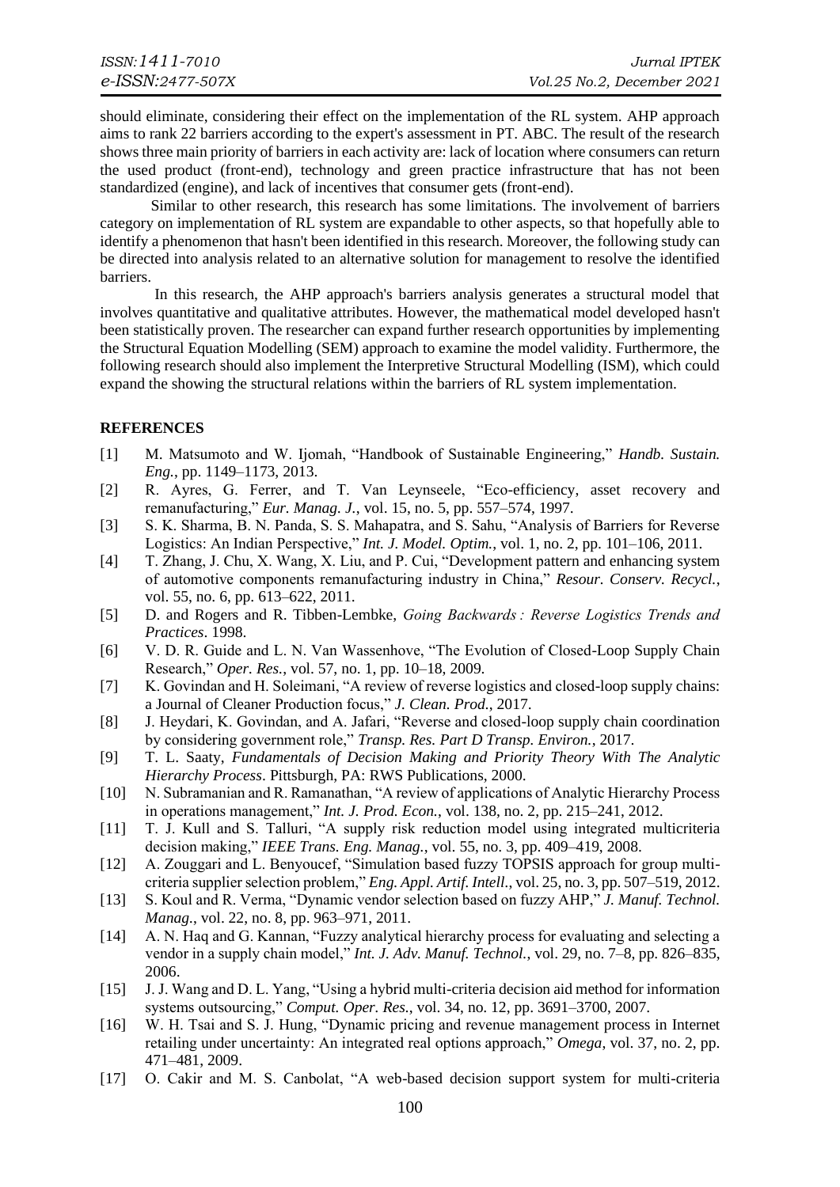should eliminate, considering their effect on the implementation of the RL system. AHP approach aims to rank 22 barriers according to the expert's assessment in PT. ABC. The result of the research shows three main priority of barriers in each activity are: lack of location where consumers can return the used product (front-end), technology and green practice infrastructure that has not been standardized (engine), and lack of incentives that consumer gets (front-end).

Similar to other research, this research has some limitations. The involvement of barriers category on implementation of RL system are expandable to other aspects, so that hopefully able to identify a phenomenon that hasn't been identified in this research. Moreover, the following study can be directed into analysis related to an alternative solution for management to resolve the identified barriers.

In this research, the AHP approach's barriers analysis generates a structural model that involves quantitative and qualitative attributes. However, the mathematical model developed hasn't been statistically proven. The researcher can expand further research opportunities by implementing the Structural Equation Modelling (SEM) approach to examine the model validity. Furthermore, the following research should also implement the Interpretive Structural Modelling (ISM), which could expand the showing the structural relations within the barriers of RL system implementation.

## REFERENCES

[1] M. Matsumoto and W. Ijomah, "Handbook of Sustainable Engineering," *Handb. Sustain. Eng.*, pp. 1149–1173, 2013.

[2] R. Ayres, G. Ferrer, and T. Van Leynseele, "Eco-efficiency, asset recovery and remanufacturing," *Eur. Manag. J.*, vol. 15, no. 5, pp. 557–574, 1997.

[3] S. K. Sharma, B. N. Panda, S. S. Mahapatra, and S. Sahu, "Analysis of Barriers for Reverse Logistics: An Indian Perspective," *Int. J. Model. Optim.*, vol. 1, no. 2, pp. 101–106, 2011.

[4] T. Zhang, J. Chu, X. Wang, X. Liu, and P. Cui, "Development pattern and enhancing system of automotive components remanufacturing industry in China," *Resour. Conserv. Recycl.*, vol. 55, no. 6, pp. 613–622, 2011.

[5] D. and Rogers and R. Tibben-Lembke, *Going Backwards : Reverse Logistics Trends and Practices*. 1998.

[6] V. D. R. Guide and L. N. Van Wassenhove, "The Evolution of Closed-Loop Supply Chain Research," *Oper. Res.*, vol. 57, no. 1, pp. 10–18, 2009.

[7] K. Govindan and H. Soleimani, "A review of reverse logistics and closed-loop supply chains: a Journal of Cleaner Production focus," *J. Clean. Prod.*, 2017.

[8] J. Heydari, K. Govindan, and A. Jafari, "Reverse and closed-loop supply chain coordination by considering government role," *Transp. Res. Part D Transp. Environ.*, 2017.

[9] T. L. Saaty, *Fundamentals of Decision Making and Priority Theory With The Analytic Hierarchy Process*. Pittsburgh, PA: RWS Publications, 2000.

[10] N. Subramanian and R. Ramanathan, "A review of applications of Analytic Hierarchy Process in operations management," *Int. J. Prod. Econ.*, vol. 138, no. 2, pp. 215–241, 2012.

[11] T. J. Kull and S. Talluri, "A supply risk reduction model using integrated multicriteria decision making," *IEEE Trans. Eng. Manag.*, vol. 55, no. 3, pp. 409–419, 2008.

[12] A. Zouggari and L. Benyoucef, "Simulation based fuzzy TOPSIS approach for group multi-criteria supplier selection problem," *Eng. Appl. Artif. Intell.*, vol. 25, no. 3, pp. 507–519, 2012.

[13] S. Koul and R. Verma, "Dynamic vendor selection based on fuzzy AHP," *J. Manuf. Technol. Manag.*, vol. 22, no. 8, pp. 963–971, 2011.

[14] A. N. Haq and G. Kannan, "Fuzzy analytical hierarchy process for evaluating and selecting a vendor in a supply chain model," *Int. J. Adv. Manuf. Technol.*, vol. 29, no. 7–8, pp. 826–835, 2006.

[15] J. J. Wang and D. L. Yang, "Using a hybrid multi-criteria decision aid method for information systems outsourcing," *Comput. Oper. Res.*, vol. 34, no. 12, pp. 3691–3700, 2007.

[16] W. H. Tsai and S. J. Hung, "Dynamic pricing and revenue management process in Internet retailing under uncertainty: An integrated real options approach," *Omega*, vol. 37, no. 2, pp. 471–481, 2009.

[17] O. Cakir and M. S. Canbolat, "A web-based decision support system for multi-criteria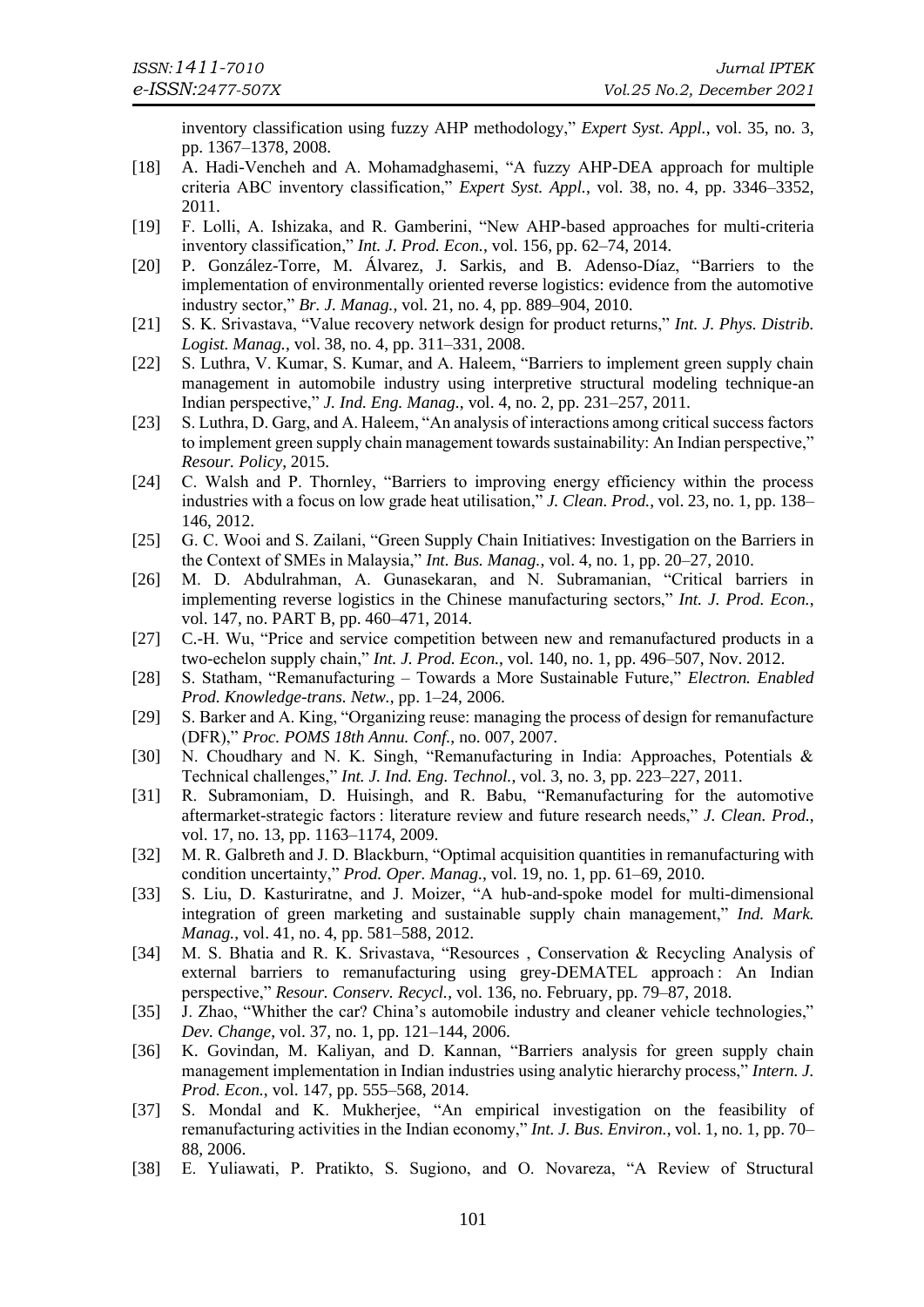inventory classification using fuzzy AHP methodology," *Expert Syst. Appl.*, vol. 35, no. 3, pp. 1367–1378, 2008.

[18] A. Hadi-Vencheh and A. Mohamadghasemi, "A fuzzy AHP-DEA approach for multiple criteria ABC inventory classification," *Expert Syst. Appl.*, vol. 38, no. 4, pp. 3346–3352, 2011.

[19] F. Lolli, A. Ishizaka, and R. Gamberini, "New AHP-based approaches for multi-criteria inventory classification," *Int. J. Prod. Econ.*, vol. 156, pp. 62–74, 2014.

[20] P. González-Torre, M. Álvarez, J. Sarkis, and B. Adenso-Díaz, "Barriers to the implementation of environmentally oriented reverse logistics: evidence from the automotive industry sector," *Br. J. Manag.*, vol. 21, no. 4, pp. 889–904, 2010.

[21] S. K. Srivastava, "Value recovery network design for product returns," *Int. J. Phys. Distrib. Logist. Manag.*, vol. 38, no. 4, pp. 311–331, 2008.

[22] S. Luthra, V. Kumar, S. Kumar, and A. Haleem, "Barriers to implement green supply chain management in automobile industry using interpretive structural modeling technique-an Indian perspective," *J. Ind. Eng. Manag.*, vol. 4, no. 2, pp. 231–257, 2011.

[23] S. Luthra, D. Garg, and A. Haleem, "An analysis of interactions among critical success factors to implement green supply chain management towards sustainability: An Indian perspective," *Resour. Policy*, 2015.

[24] C. Walsh and P. Thornley, "Barriers to improving energy efficiency within the process industries with a focus on low grade heat utilisation," *J. Clean. Prod.*, vol. 23, no. 1, pp. 138–146, 2012.

[25] G. C. Wooi and S. Zailani, "Green Supply Chain Initiatives: Investigation on the Barriers in the Context of SMEs in Malaysia," *Int. Bus. Manag.*, vol. 4, no. 1, pp. 20–27, 2010.

[26] M. D. Abdulrahman, A. Gunasekaran, and N. Subramanian, "Critical barriers in implementing reverse logistics in the Chinese manufacturing sectors," *Int. J. Prod. Econ.*, vol. 147, no. PART B, pp. 460–471, 2014.

[27] C.-H. Wu, "Price and service competition between new and remanufactured products in a two-echelon supply chain," *Int. J. Prod. Econ.*, vol. 140, no. 1, pp. 496–507, Nov. 2012.

[28] S. Statham, "Remanufacturing – Towards a More Sustainable Future," *Electron. Enabled Prod. Knowledge-trans. Netw.*, pp. 1–24, 2006.

[29] S. Barker and A. King, "Organizing reuse: managing the process of design for remanufacture (DFR)," *Proc. POMS 18th Annu. Conf.*, no. 007, 2007.

[30] N. Choudhary and N. K. Singh, "Remanufacturing in India: Approaches, Potentials & Technical challenges," *Int. J. Ind. Eng. Technol.*, vol. 3, no. 3, pp. 223–227, 2011.

[31] R. Subramoniam, D. Huisingh, and R. Babu, "Remanufacturing for the automotive aftermarket-strategic factors : literature review and future research needs," *J. Clean. Prod.*, vol. 17, no. 13, pp. 1163–1174, 2009.

[32] M. R. Galbreth and J. D. Blackburn, "Optimal acquisition quantities in remanufacturing with condition uncertainty," *Prod. Oper. Manag.*, vol. 19, no. 1, pp. 61–69, 2010.

[33] S. Liu, D. Kasturiratne, and J. Moizer, "A hub-and-spoke model for multi-dimensional integration of green marketing and sustainable supply chain management," *Ind. Mark. Manag.*, vol. 41, no. 4, pp. 581–588, 2012.

[34] M. S. Bhatia and R. K. Srivastava, "Resources , Conservation & Recycling Analysis of external barriers to remanufacturing using grey-DEMATEL approach : An Indian perspective," *Resour. Conserv. Recycl.*, vol. 136, no. February, pp. 79–87, 2018.

[35] J. Zhao, "Whither the car? China's automobile industry and cleaner vehicle technologies," *Dev. Change*, vol. 37, no. 1, pp. 121–144, 2006.

[36] K. Govindan, M. Kaliyan, and D. Kannan, "Barriers analysis for green supply chain management implementation in Indian industries using analytic hierarchy process," *Intern. J. Prod. Econ.*, vol. 147, pp. 555–568, 2014.

[37] S. Mondal and K. Mukherjee, "An empirical investigation on the feasibility of remanufacturing activities in the Indian economy," *Int. J. Bus. Environ.*, vol. 1, no. 1, pp. 70–88, 2006.

[38] E. Yuliawati, P. Pratikto, S. Sugiono, and O. Novareza, "A Review of Structural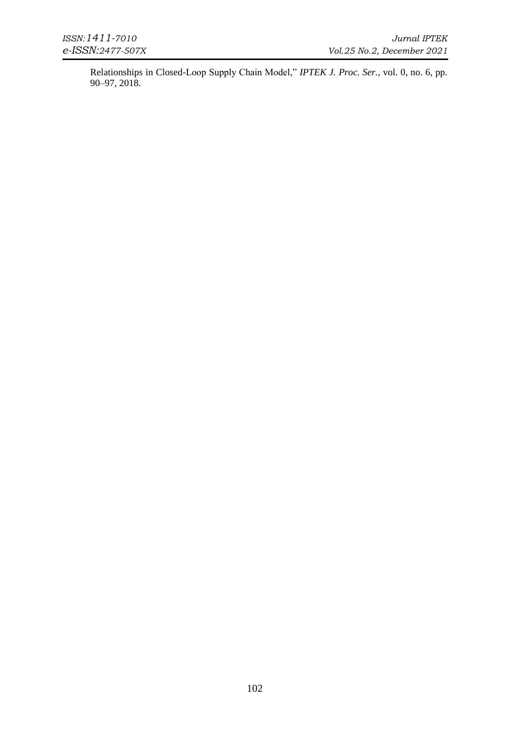Relationships in Closed-Loop Supply Chain Model," *IPTEK J. Proc. Ser.*, vol. 0, no. 6, pp. 90–97, 2018.